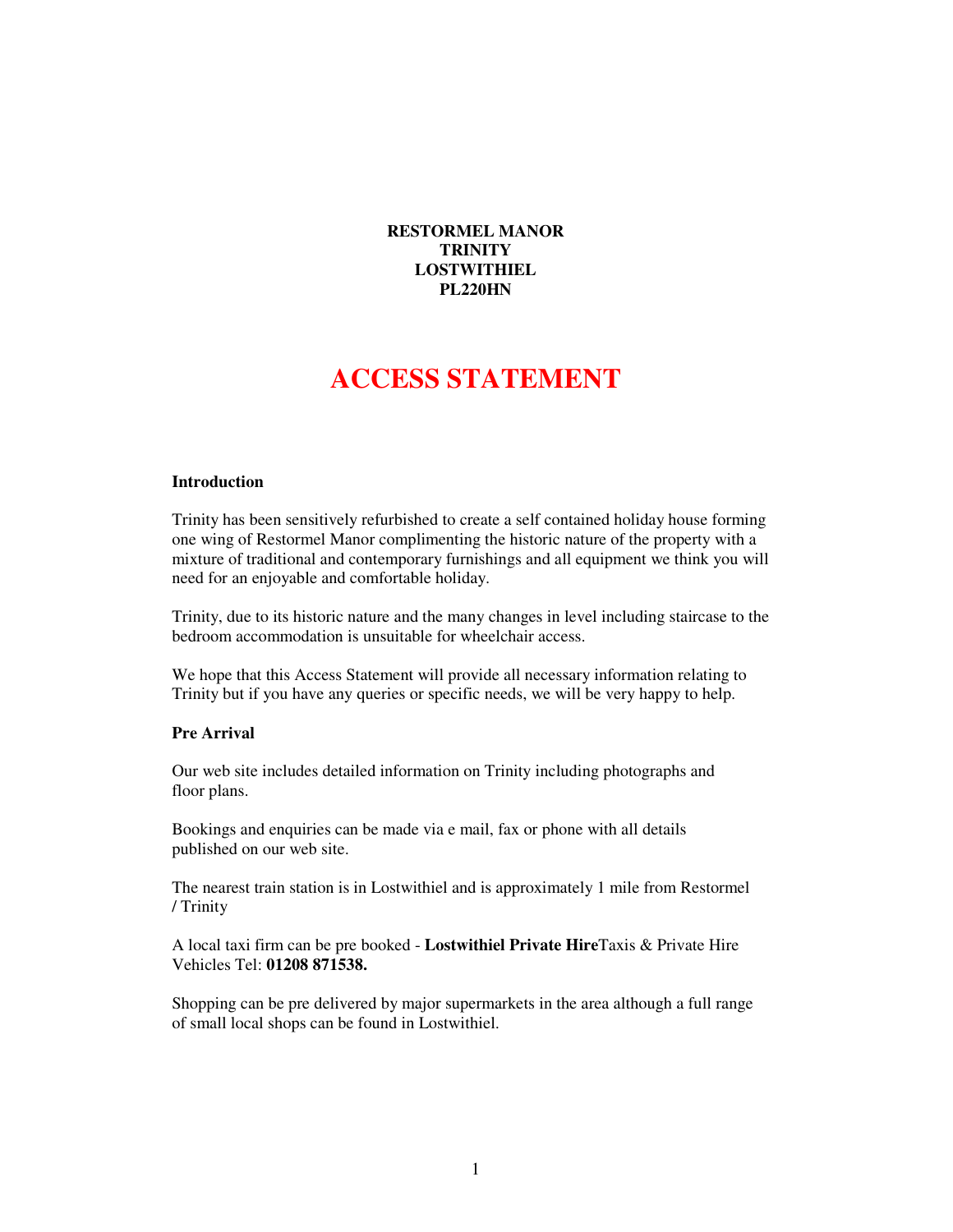**RESTORMEL MANOR**
**TRINITY**
**LOSTWITHIEL**
**PL220HN**

# ACCESS STATEMENT

**Introduction**

Trinity has been sensitively refurbished to create a self contained holiday house forming one wing of Restormel Manor complimenting the historic nature of the property with a mixture of traditional and contemporary furnishings and all equipment we think you will need for an enjoyable and comfortable holiday.

Trinity, due to its historic nature and the many changes in level including staircase to the bedroom accommodation is unsuitable for wheelchair access.

We hope that this Access Statement will provide all necessary information relating to Trinity but if you have any queries or specific needs, we will be very happy to help.

**Pre Arrival**

Our web site includes detailed information on Trinity including photographs and floor plans.

Bookings and enquiries can be made via e mail, fax or phone with all details published on our web site.

The nearest train station is in Lostwithiel and is approximately 1 mile from Restormel / Trinity

A local taxi firm can be pre booked - **Lostwithiel Private Hire**Taxis & Private Hire Vehicles Tel: **01208 871538.**

Shopping can be pre delivered by major supermarkets in the area although a full range of small local shops can be found in Lostwithiel.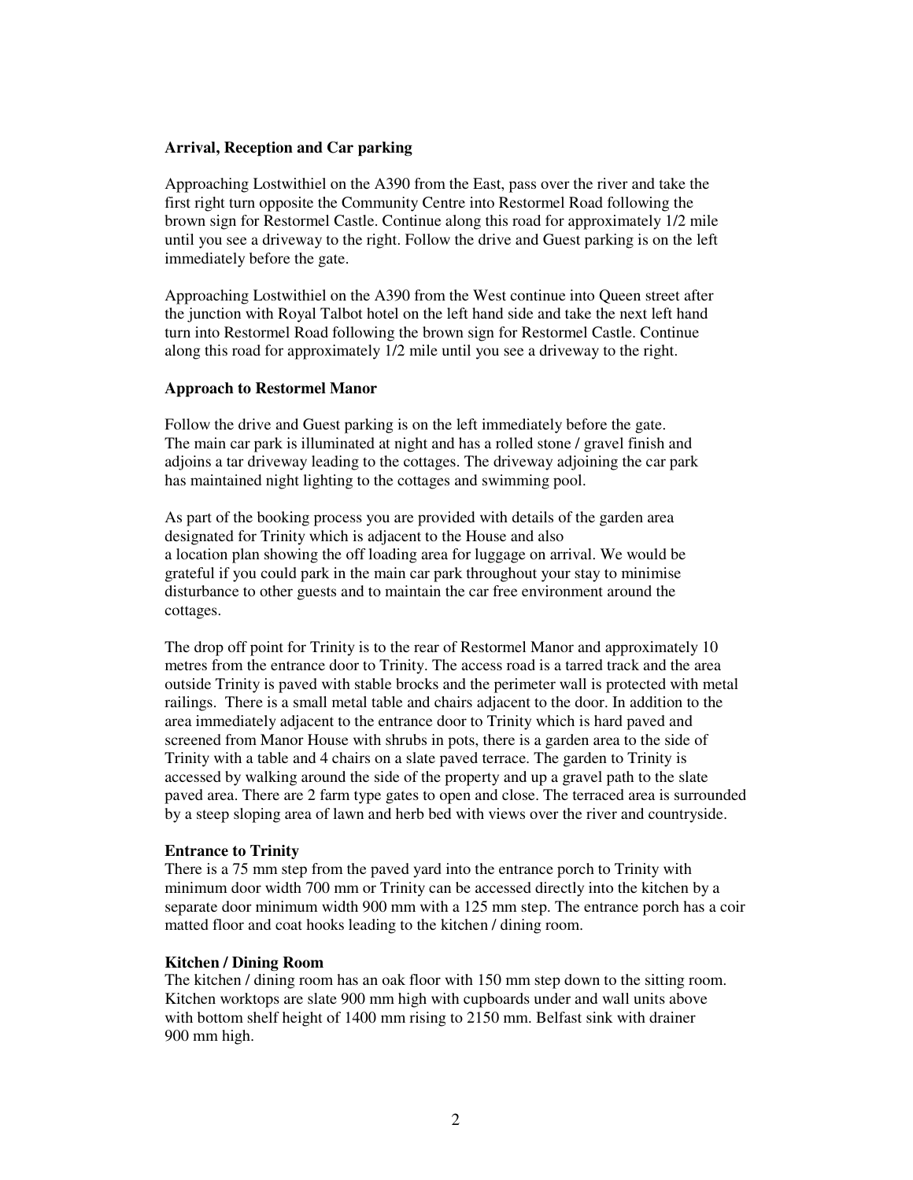**Arrival, Reception and Car parking**

Approaching Lostwithiel on the A390 from the East, pass over the river and take the first right turn opposite the Community Centre into Restormel Road following the brown sign for Restormel Castle. Continue along this road for approximately 1/2 mile until you see a driveway to the right. Follow the drive and Guest parking is on the left immediately before the gate.

Approaching Lostwithiel on the A390 from the West continue into Queen street after the junction with Royal Talbot hotel on the left hand side and take the next left hand turn into Restormel Road following the brown sign for Restormel Castle. Continue along this road for approximately 1/2 mile until you see a driveway to the right.

**Approach to Restormel Manor**

Follow the drive and Guest parking is on the left immediately before the gate. The main car park is illuminated at night and has a rolled stone / gravel finish and adjoins a tar driveway leading to the cottages. The driveway adjoining the car park has maintained night lighting to the cottages and swimming pool.

As part of the booking process you are provided with details of the garden area designated for Trinity which is adjacent to the House and also a location plan showing the off loading area for luggage on arrival. We would be grateful if you could park in the main car park throughout your stay to minimise disturbance to other guests and to maintain the car free environment around the cottages.

The drop off point for Trinity is to the rear of Restormel Manor and approximately 10 metres from the entrance door to Trinity. The access road is a tarred track and the area outside Trinity is paved with stable brocks and the perimeter wall is protected with metal railings. There is a small metal table and chairs adjacent to the door. In addition to the area immediately adjacent to the entrance door to Trinity which is hard paved and screened from Manor House with shrubs in pots, there is a garden area to the side of Trinity with a table and 4 chairs on a slate paved terrace. The garden to Trinity is accessed by walking around the side of the property and up a gravel path to the slate paved area. There are 2 farm type gates to open and close. The terraced area is surrounded by a steep sloping area of lawn and herb bed with views over the river and countryside.

**Entrance to Trinity**

There is a 75 mm step from the paved yard into the entrance porch to Trinity with minimum door width 700 mm or Trinity can be accessed directly into the kitchen by a separate door minimum width 900 mm with a 125 mm step. The entrance porch has a coir matted floor and coat hooks leading to the kitchen / dining room.

**Kitchen / Dining Room**

The kitchen / dining room has an oak floor with 150 mm step down to the sitting room. Kitchen worktops are slate 900 mm high with cupboards under and wall units above with bottom shelf height of 1400 mm rising to 2150 mm. Belfast sink with drainer 900 mm high.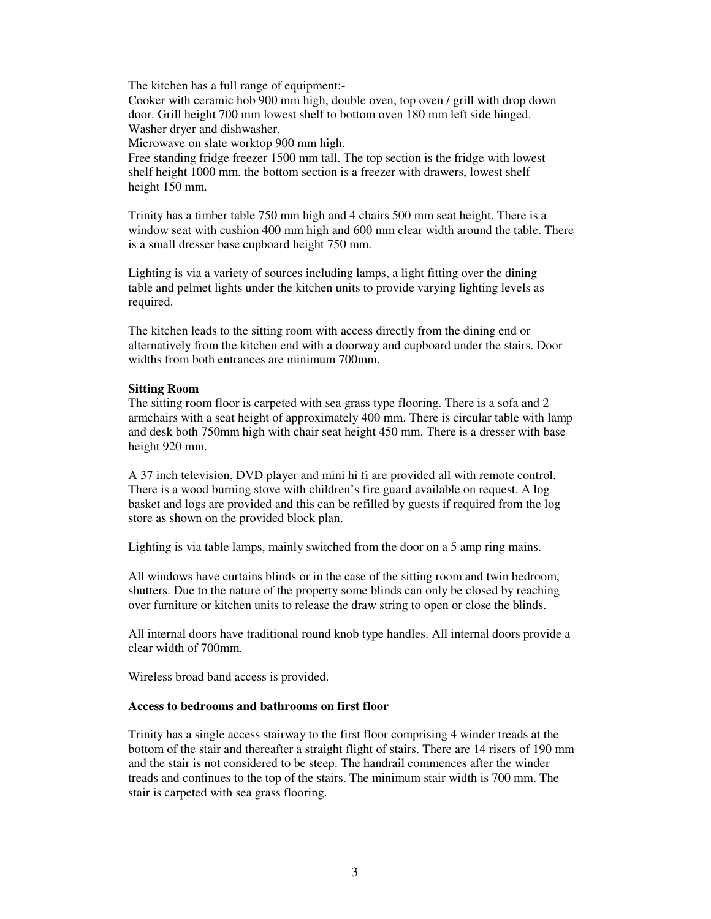The kitchen has a full range of equipment:-
Cooker with ceramic hob 900 mm high, double oven, top oven / grill with drop down door. Grill height 700 mm lowest shelf to bottom oven 180 mm left side hinged.
Washer dryer and dishwasher.
Microwave on slate worktop 900 mm high.
Free standing fridge freezer 1500 mm tall. The top section is the fridge with lowest shelf height 1000 mm. the bottom section is a freezer with drawers, lowest shelf height 150 mm.

Trinity has a timber table 750 mm high and 4 chairs 500 mm seat height. There is a window seat with cushion 400 mm high and 600 mm clear width around the table. There is a small dresser base cupboard height 750 mm.

Lighting is via a variety of sources including lamps, a light fitting over the dining table and pelmet lights under the kitchen units to provide varying lighting levels as required.

The kitchen leads to the sitting room with access directly from the dining end or alternatively from the kitchen end with a doorway and cupboard under the stairs. Door widths from both entrances are minimum 700mm.

**Sitting Room**

The sitting room floor is carpeted with sea grass type flooring. There is a sofa and 2 armchairs with a seat height of approximately 400 mm. There is circular table with lamp and desk both 750mm high with chair seat height 450 mm. There is a dresser with base height 920 mm.

A 37 inch television, DVD player and mini hi fi are provided all with remote control. There is a wood burning stove with children's fire guard available on request. A log basket and logs are provided and this can be refilled by guests if required from the log store as shown on the provided block plan.

Lighting is via table lamps, mainly switched from the door on a 5 amp ring mains.

All windows have curtains blinds or in the case of the sitting room and twin bedroom, shutters. Due to the nature of the property some blinds can only be closed by reaching over furniture or kitchen units to release the draw string to open or close the blinds.

All internal doors have traditional round knob type handles. All internal doors provide a clear width of 700mm.

Wireless broad band access is provided.

**Access to bedrooms and bathrooms on first floor**

Trinity has a single access stairway to the first floor comprising 4 winder treads at the bottom of the stair and thereafter a straight flight of stairs. There are 14 risers of 190 mm and the stair is not considered to be steep. The handrail commences after the winder treads and continues to the top of the stairs. The minimum stair width is 700 mm. The stair is carpeted with sea grass flooring.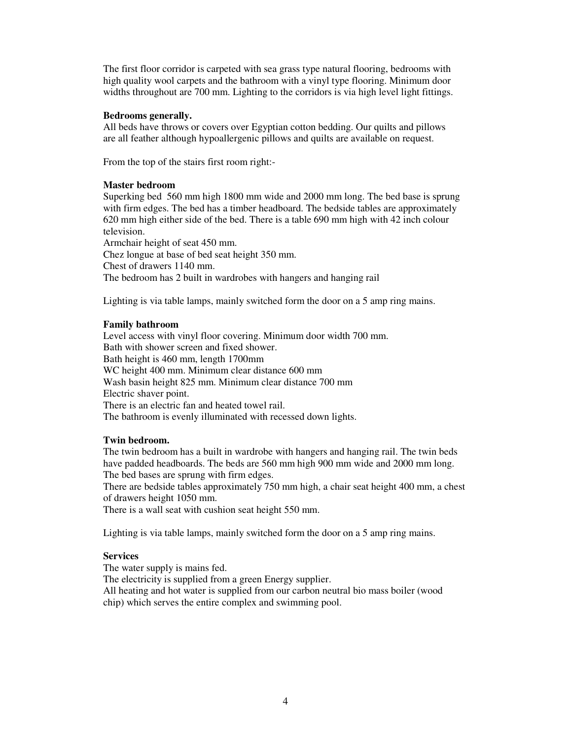The first floor corridor is carpeted with sea grass type natural flooring, bedrooms with high quality wool carpets and the bathroom with a vinyl type flooring. Minimum door widths throughout are 700 mm. Lighting to the corridors is via high level light fittings.

**Bedrooms generally.**

All beds have throws or covers over Egyptian cotton bedding. Our quilts and pillows are all feather although hypoallergenic pillows and quilts are available on request.

From the top of the stairs first room right:-

**Master bedroom**

Superking bed 560 mm high 1800 mm wide and 2000 mm long. The bed base is sprung with firm edges. The bed has a timber headboard. The bedside tables are approximately 620 mm high either side of the bed. There is a table 690 mm high with 42 inch colour television.
Armchair height of seat 450 mm.
Chez longue at base of bed seat height 350 mm.
Chest of drawers 1140 mm.
The bedroom has 2 built in wardrobes with hangers and hanging rail

Lighting is via table lamps, mainly switched form the door on a 5 amp ring mains.

**Family bathroom**

Level access with vinyl floor covering. Minimum door width 700 mm.
Bath with shower screen and fixed shower.
Bath height is 460 mm, length 1700mm
WC height 400 mm. Minimum clear distance 600 mm
Wash basin height 825 mm. Minimum clear distance 700 mm
Electric shaver point.
There is an electric fan and heated towel rail.
The bathroom is evenly illuminated with recessed down lights.

**Twin bedroom.**

The twin bedroom has a built in wardrobe with hangers and hanging rail. The twin beds have padded headboards. The beds are 560 mm high 900 mm wide and 2000 mm long. The bed bases are sprung with firm edges.
There are bedside tables approximately 750 mm high, a chair seat height 400 mm, a chest of drawers height 1050 mm.
There is a wall seat with cushion seat height 550 mm.

Lighting is via table lamps, mainly switched form the door on a 5 amp ring mains.

**Services**

The water supply is mains fed.
The electricity is supplied from a green Energy supplier.
All heating and hot water is supplied from our carbon neutral bio mass boiler (wood chip) which serves the entire complex and swimming pool.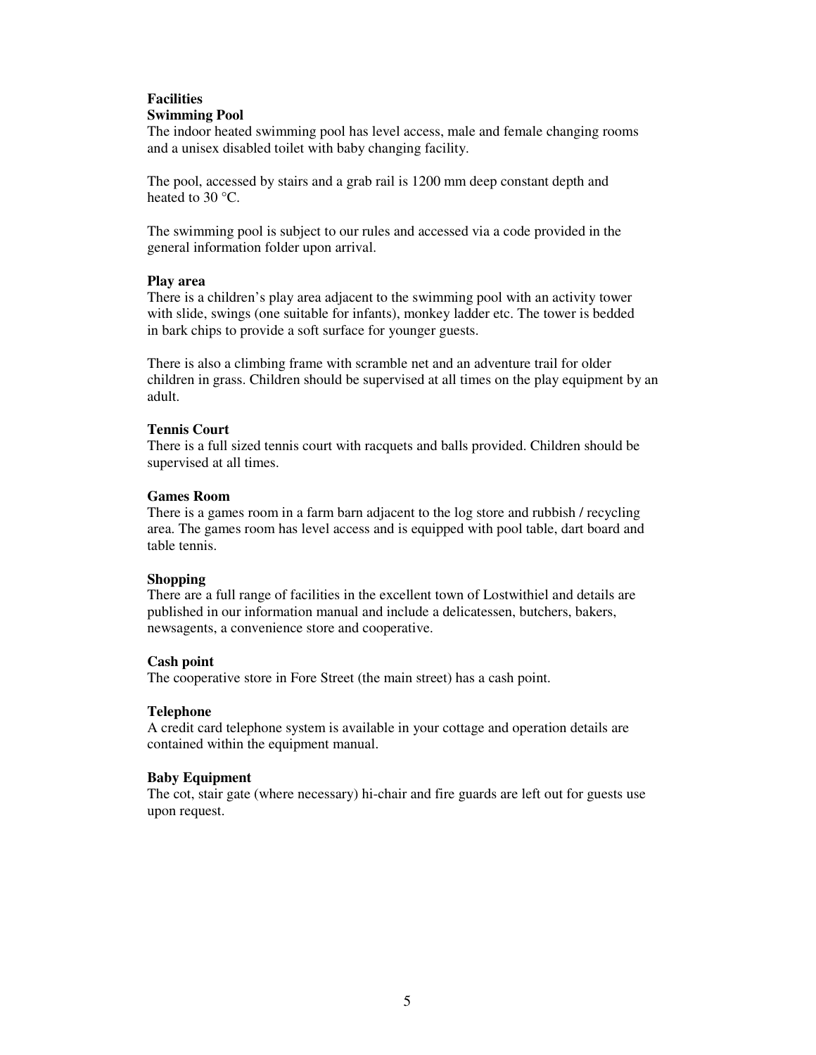## Facilities

### Swimming Pool

The indoor heated swimming pool has level access, male and female changing rooms and a unisex disabled toilet with baby changing facility.

The pool, accessed by stairs and a grab rail is 1200 mm deep constant depth and heated to 30 °C.

The swimming pool is subject to our rules and accessed via a code provided in the general information folder upon arrival.

### Play area

There is a children's play area adjacent to the swimming pool with an activity tower with slide, swings (one suitable for infants), monkey ladder etc. The tower is bedded in bark chips to provide a soft surface for younger guests.

There is also a climbing frame with scramble net and an adventure trail for older children in grass. Children should be supervised at all times on the play equipment by an adult.

### Tennis Court

There is a full sized tennis court with racquets and balls provided. Children should be supervised at all times.

### Games Room

There is a games room in a farm barn adjacent to the log store and rubbish / recycling area. The games room has level access and is equipped with pool table, dart board and table tennis.

### Shopping

There are a full range of facilities in the excellent town of Lostwithiel and details are published in our information manual and include a delicatessen, butchers, bakers, newsagents, a convenience store and cooperative.

### Cash point

The cooperative store in Fore Street (the main street) has a cash point.

### Telephone

A credit card telephone system is available in your cottage and operation details are contained within the equipment manual.

### Baby Equipment

The cot, stair gate (where necessary) hi-chair and fire guards are left out for guests use upon request.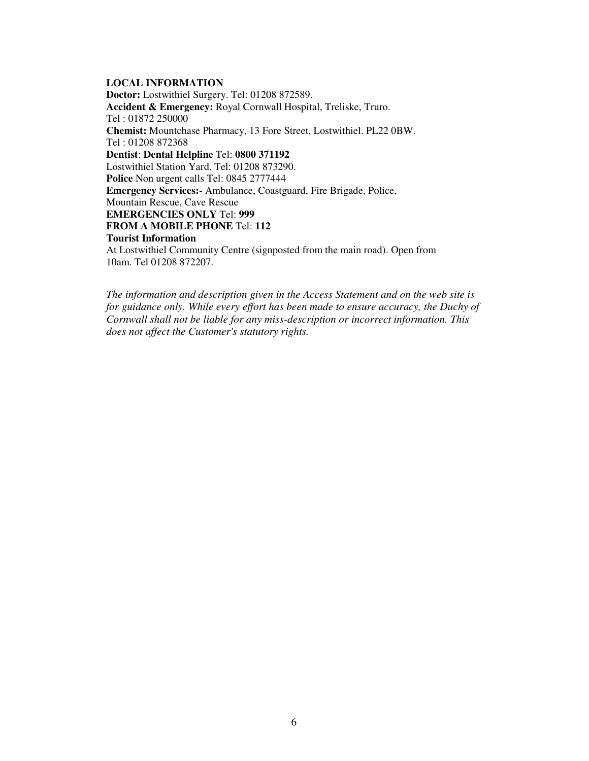**LOCAL INFORMATION**

**Doctor:** Lostwithiel Surgery. Tel: 01208 872589.
**Accident & Emergency:** Royal Cornwall Hospital, Treliske, Truro.
Tel : 01872 250000
**Chemist:** Mountchase Pharmacy, 13 Fore Street, Lostwithiel. PL22 0BW.
Tel : 01208 872368
**Dentist**: **Dental Helpline** Tel: **0800 371192**
Lostwithiel Station Yard. Tel: 01208 873290.
**Police** Non urgent calls Tel: 0845 2777444
**Emergency Services:-** Ambulance, Coastguard, Fire Brigade, Police,
Mountain Rescue, Cave Rescue
**EMERGENCIES ONLY** Tel: **999**
**FROM A MOBILE PHONE** Tel: **112**
**Tourist Information**
At Lostwithiel Community Centre (signposted from the main road). Open from 10am. Tel 01208 872207.

*The information and description given in the Access Statement and on the web site is for guidance only. While every effort has been made to ensure accuracy, the Duchy of Cornwall shall not be liable for any miss-description or incorrect information. This does not affect the Customer's statutory rights.*